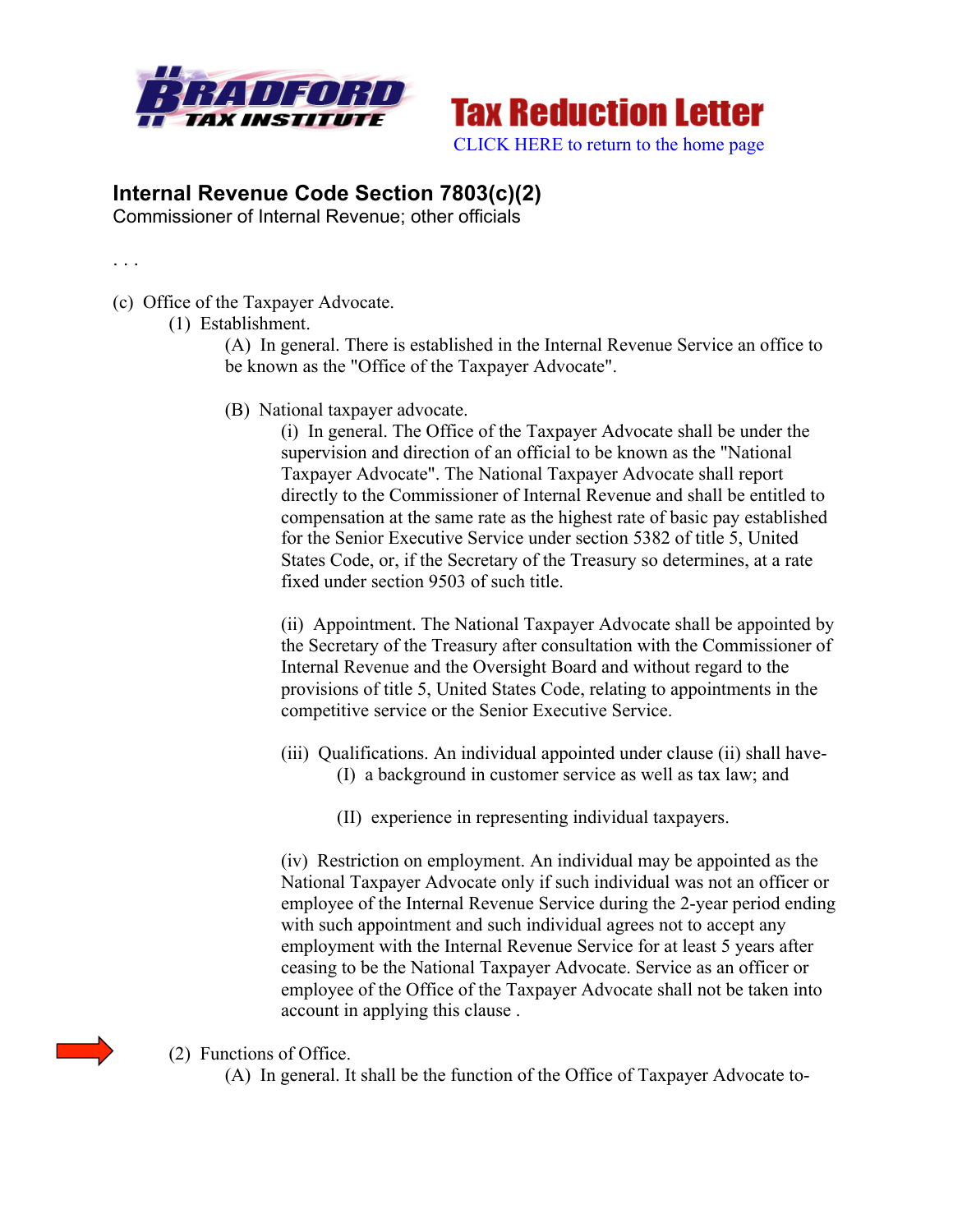Tax Reduction Letter

CLICK HERE to return to the home page

## Internal Revenue Code Section 7803(c)(2)

Commissioner of Internal Revenue; other officials

. . .

(c) Office of the Taxpayer Advocate.

(1) Establishment.

(A) In general. There is established in the Internal Revenue Service an office to be known as the "Office of the Taxpayer Advocate".

(B) National taxpayer advocate.

(i) In general. The Office of the Taxpayer Advocate shall be under the supervision and direction of an official to be known as the "National Taxpayer Advocate". The National Taxpayer Advocate shall report directly to the Commissioner of Internal Revenue and shall be entitled to compensation at the same rate as the highest rate of basic pay established for the Senior Executive Service under section 5382 of title 5, United States Code, or, if the Secretary of the Treasury so determines, at a rate fixed under section 9503 of such title.

(ii) Appointment. The National Taxpayer Advocate shall be appointed by the Secretary of the Treasury after consultation with the Commissioner of Internal Revenue and the Oversight Board and without regard to the provisions of title 5, United States Code, relating to appointments in the competitive service or the Senior Executive Service.

(iii) Qualifications. An individual appointed under clause (ii) shall have-

(I) a background in customer service as well as tax law; and

(II) experience in representing individual taxpayers.

(iv) Restriction on employment. An individual may be appointed as the National Taxpayer Advocate only if such individual was not an officer or employee of the Internal Revenue Service during the 2-year period ending with such appointment and such individual agrees not to accept any employment with the Internal Revenue Service for at least 5 years after ceasing to be the National Taxpayer Advocate. Service as an officer or employee of the Office of the Taxpayer Advocate shall not be taken into account in applying this clause .

(2) Functions of Office.

(A) In general. It shall be the function of the Office of Taxpayer Advocate to-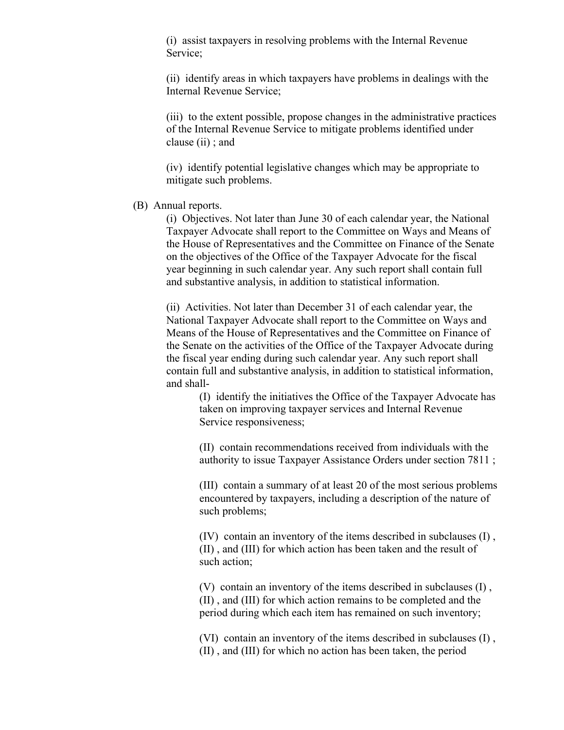(i) assist taxpayers in resolving problems with the Internal Revenue Service;

(ii) identify areas in which taxpayers have problems in dealings with the Internal Revenue Service;

(iii) to the extent possible, propose changes in the administrative practices of the Internal Revenue Service to mitigate problems identified under clause (ii) ; and

(iv) identify potential legislative changes which may be appropriate to mitigate such problems.

(B) Annual reports.

(i) Objectives. Not later than June 30 of each calendar year, the National Taxpayer Advocate shall report to the Committee on Ways and Means of the House of Representatives and the Committee on Finance of the Senate on the objectives of the Office of the Taxpayer Advocate for the fiscal year beginning in such calendar year. Any such report shall contain full and substantive analysis, in addition to statistical information.

(ii) Activities. Not later than December 31 of each calendar year, the National Taxpayer Advocate shall report to the Committee on Ways and Means of the House of Representatives and the Committee on Finance of the Senate on the activities of the Office of the Taxpayer Advocate during the fiscal year ending during such calendar year. Any such report shall contain full and substantive analysis, in addition to statistical information, and shall-

(I) identify the initiatives the Office of the Taxpayer Advocate has taken on improving taxpayer services and Internal Revenue Service responsiveness;

(II) contain recommendations received from individuals with the authority to issue Taxpayer Assistance Orders under section 7811 ;

(III) contain a summary of at least 20 of the most serious problems encountered by taxpayers, including a description of the nature of such problems;

(IV) contain an inventory of the items described in subclauses (I) , (II) , and (III) for which action has been taken and the result of such action;

(V) contain an inventory of the items described in subclauses (I) , (II) , and (III) for which action remains to be completed and the period during which each item has remained on such inventory;

(VI) contain an inventory of the items described in subclauses (I) , (II) , and (III) for which no action has been taken, the period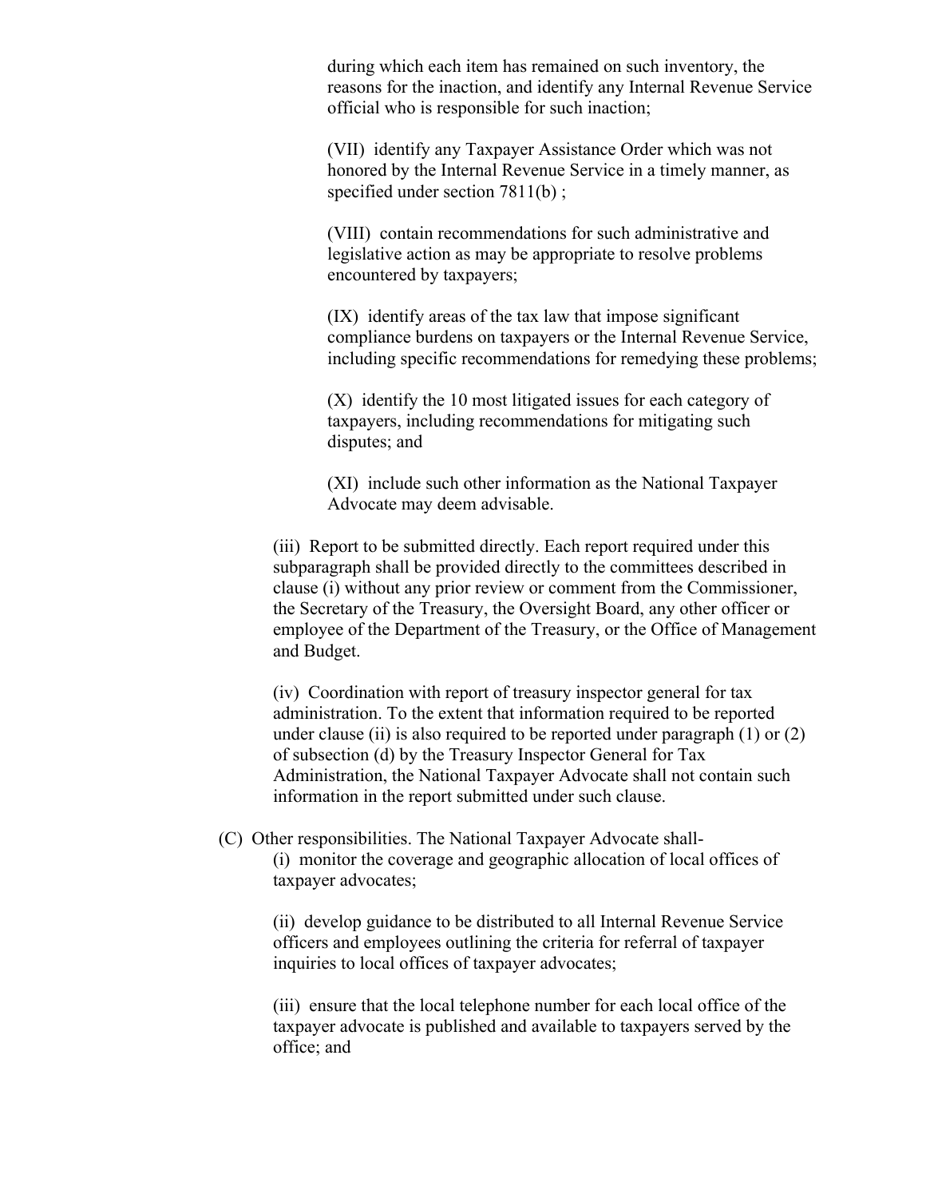during which each item has remained on such inventory, the reasons for the inaction, and identify any Internal Revenue Service official who is responsible for such inaction;

(VII) identify any Taxpayer Assistance Order which was not honored by the Internal Revenue Service in a timely manner, as specified under section 7811(b) ;

(VIII) contain recommendations for such administrative and legislative action as may be appropriate to resolve problems encountered by taxpayers;

(IX) identify areas of the tax law that impose significant compliance burdens on taxpayers or the Internal Revenue Service, including specific recommendations for remedying these problems;

(X) identify the 10 most litigated issues for each category of taxpayers, including recommendations for mitigating such disputes; and

(XI) include such other information as the National Taxpayer Advocate may deem advisable.

(iii) Report to be submitted directly. Each report required under this subparagraph shall be provided directly to the committees described in clause (i) without any prior review or comment from the Commissioner, the Secretary of the Treasury, the Oversight Board, any other officer or employee of the Department of the Treasury, or the Office of Management and Budget.

(iv) Coordination with report of treasury inspector general for tax administration. To the extent that information required to be reported under clause (ii) is also required to be reported under paragraph (1) or (2) of subsection (d) by the Treasury Inspector General for Tax Administration, the National Taxpayer Advocate shall not contain such information in the report submitted under such clause.

(C) Other responsibilities. The National Taxpayer Advocate shall-

(i) monitor the coverage and geographic allocation of local offices of taxpayer advocates;

(ii) develop guidance to be distributed to all Internal Revenue Service officers and employees outlining the criteria for referral of taxpayer inquiries to local offices of taxpayer advocates;

(iii) ensure that the local telephone number for each local office of the taxpayer advocate is published and available to taxpayers served by the office; and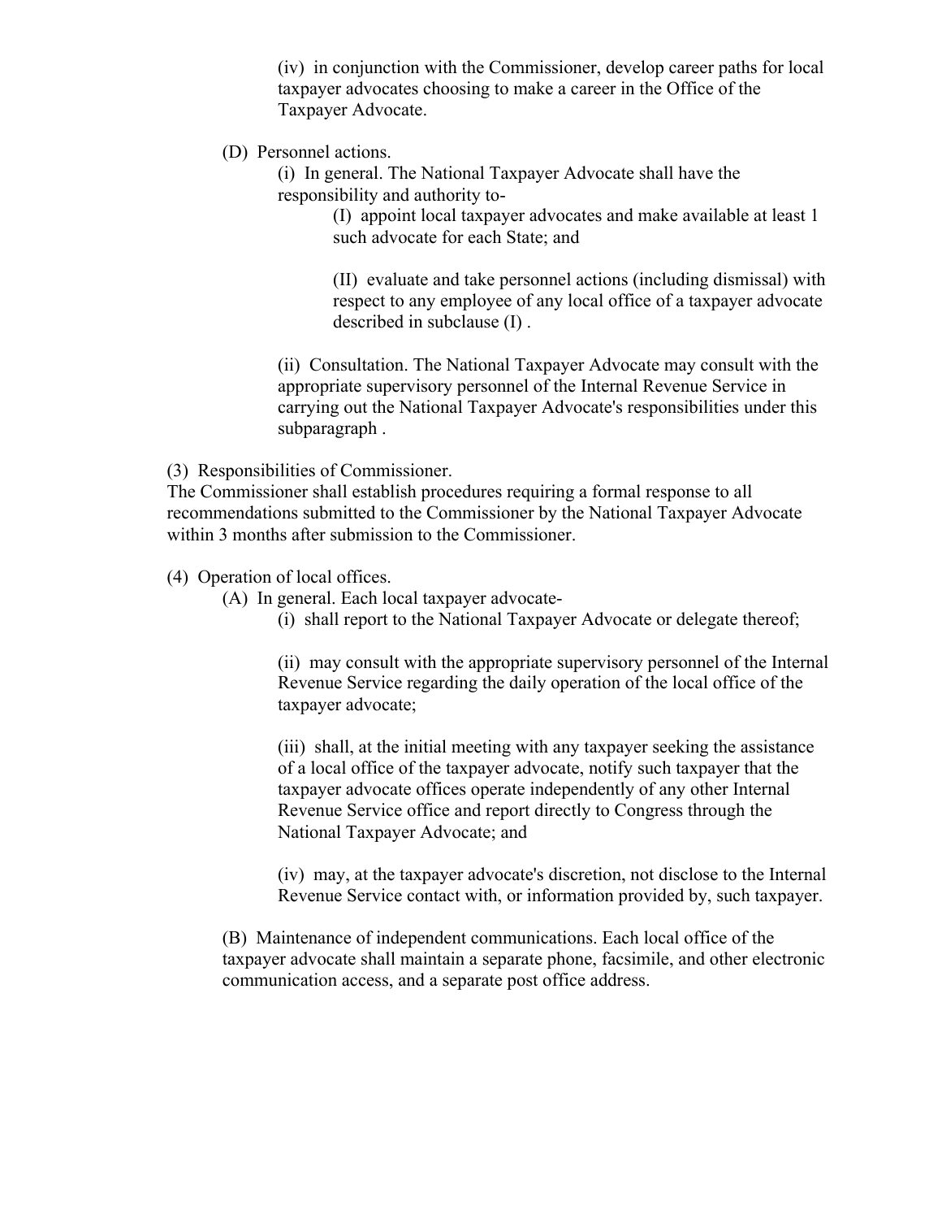(iv) in conjunction with the Commissioner, develop career paths for local taxpayer advocates choosing to make a career in the Office of the Taxpayer Advocate.

(D) Personnel actions.

(i) In general. The National Taxpayer Advocate shall have the responsibility and authority to-

(I) appoint local taxpayer advocates and make available at least 1 such advocate for each State; and

(II) evaluate and take personnel actions (including dismissal) with respect to any employee of any local office of a taxpayer advocate described in subclause (I) .

(ii) Consultation. The National Taxpayer Advocate may consult with the appropriate supervisory personnel of the Internal Revenue Service in carrying out the National Taxpayer Advocate's responsibilities under this subparagraph .

(3) Responsibilities of Commissioner.

The Commissioner shall establish procedures requiring a formal response to all recommendations submitted to the Commissioner by the National Taxpayer Advocate within 3 months after submission to the Commissioner.

(4) Operation of local offices.

(A) In general. Each local taxpayer advocate-

(i) shall report to the National Taxpayer Advocate or delegate thereof;

(ii) may consult with the appropriate supervisory personnel of the Internal Revenue Service regarding the daily operation of the local office of the taxpayer advocate;

(iii) shall, at the initial meeting with any taxpayer seeking the assistance of a local office of the taxpayer advocate, notify such taxpayer that the taxpayer advocate offices operate independently of any other Internal Revenue Service office and report directly to Congress through the National Taxpayer Advocate; and

(iv) may, at the taxpayer advocate's discretion, not disclose to the Internal Revenue Service contact with, or information provided by, such taxpayer.

(B) Maintenance of independent communications. Each local office of the taxpayer advocate shall maintain a separate phone, facsimile, and other electronic communication access, and a separate post office address.